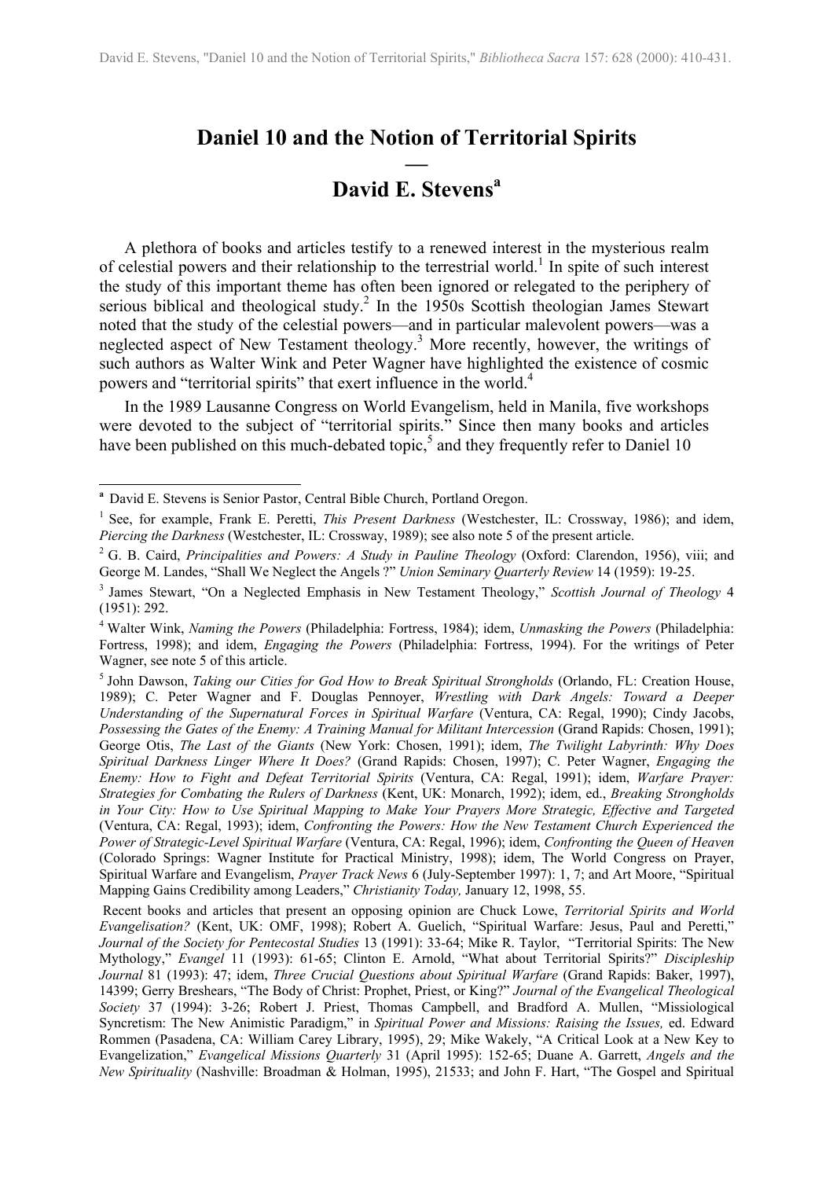# Daniel 10 and the Notion of Territorial Spirits

## David E. Stevens[a]

A plethora of books and articles testify to a renewed interest in the mysterious realm of celestial powers and their relationship to the terrestrial world.[1] In spite of such interest the study of this important theme has often been ignored or relegated to the periphery of serious biblical and theological study.[2] In the 1950s Scottish theologian James Stewart noted that the study of the celestial powers—and in particular malevolent powers—was a neglected aspect of New Testament theology.[3] More recently, however, the writings of such authors as Walter Wink and Peter Wagner have highlighted the existence of cosmic powers and "territorial spirits" that exert influence in the world.[4]

In the 1989 Lausanne Congress on World Evangelism, held in Manila, five workshops were devoted to the subject of "territorial spirits." Since then many books and articles have been published on this much-debated topic,[5] and they frequently refer to Daniel 10

---

[a] David E. Stevens is Senior Pastor, Central Bible Church, Portland Oregon.

[1] See, for example, Frank E. Peretti, *This Present Darkness* (Westchester, IL: Crossway, 1986); and idem, *Piercing the Darkness* (Westchester, IL: Crossway, 1989); see also note 5 of the present article.

[2] G. B. Caird, *Principalities and Powers: A Study in Pauline Theology* (Oxford: Clarendon, 1956), viii; and George M. Landes, "Shall We Neglect the Angels ?" *Union Seminary Quarterly Review* 14 (1959): 19-25.

[3] James Stewart, "On a Neglected Emphasis in New Testament Theology," *Scottish Journal of Theology* 4 (1951): 292.

[4] Walter Wink, *Naming the Powers* (Philadelphia: Fortress, 1984); idem, *Unmasking the Powers* (Philadelphia: Fortress, 1998); and idem, *Engaging the Powers* (Philadelphia: Fortress, 1994). For the writings of Peter Wagner, see note 5 of this article.

[5] John Dawson, *Taking our Cities for God How to Break Spiritual Strongholds* (Orlando, FL: Creation House, 1989); C. Peter Wagner and F. Douglas Pennoyer, *Wrestling with Dark Angels: Toward a Deeper Understanding of the Supernatural Forces in Spiritual Warfare* (Ventura, CA: Regal, 1990); Cindy Jacobs, *Possessing the Gates of the Enemy: A Training Manual for Militant Intercession* (Grand Rapids: Chosen, 1991); George Otis, *The Last of the Giants* (New York: Chosen, 1991); idem, *The Twilight Labyrinth: Why Does Spiritual Darkness Linger Where It Does?* (Grand Rapids: Chosen, 1997); C. Peter Wagner, *Engaging the Enemy: How to Fight and Defeat Territorial Spirits* (Ventura, CA: Regal, 1991); idem, *Warfare Prayer: Strategies for Combating the Rulers of Darkness* (Kent, UK: Monarch, 1992); idem, ed., *Breaking Strongholds in Your City: How to Use Spiritual Mapping to Make Your Prayers More Strategic, Effective and Targeted* (Ventura, CA: Regal, 1993); idem, *Confronting the Powers: How the New Testament Church Experienced the Power of Strategic-Level Spiritual Warfare* (Ventura, CA: Regal, 1996); idem, *Confronting the Queen of Heaven* (Colorado Springs: Wagner Institute for Practical Ministry, 1998); idem, The World Congress on Prayer, Spiritual Warfare and Evangelism, *Prayer Track News* 6 (July-September 1997): 1, 7; and Art Moore, "Spiritual Mapping Gains Credibility among Leaders," *Christianity Today,* January 12, 1998, 55.

Recent books and articles that present an opposing opinion are Chuck Lowe, *Territorial Spirits and World Evangelisation?* (Kent, UK: OMF, 1998); Robert A. Guelich, "Spiritual Warfare: Jesus, Paul and Peretti," *Journal of the Society for Pentecostal Studies* 13 (1991): 33-64; Mike R. Taylor, "Territorial Spirits: The New Mythology," *Evangel* 11 (1993): 61-65; Clinton E. Arnold, "What about Territorial Spirits?" *Discipleship Journal* 81 (1993): 47; idem, *Three Crucial Questions about Spiritual Warfare* (Grand Rapids: Baker, 1997), 14399; Gerry Breshears, "The Body of Christ: Prophet, Priest, or King?" *Journal of the Evangelical Theological Society* 37 (1994): 3-26; Robert J. Priest, Thomas Campbell, and Bradford A. Mullen, "Missiological Syncretism: The New Animistic Paradigm," in *Spiritual Power and Missions: Raising the Issues,* ed. Edward Rommen (Pasadena, CA: William Carey Library, 1995), 29; Mike Wakely, "A Critical Look at a New Key to Evangelization," *Evangelical Missions Quarterly* 31 (April 1995): 152-65; Duane A. Garrett, *Angels and the New Spirituality* (Nashville: Broadman & Holman, 1995), 21533; and John F. Hart, "The Gospel and Spiritual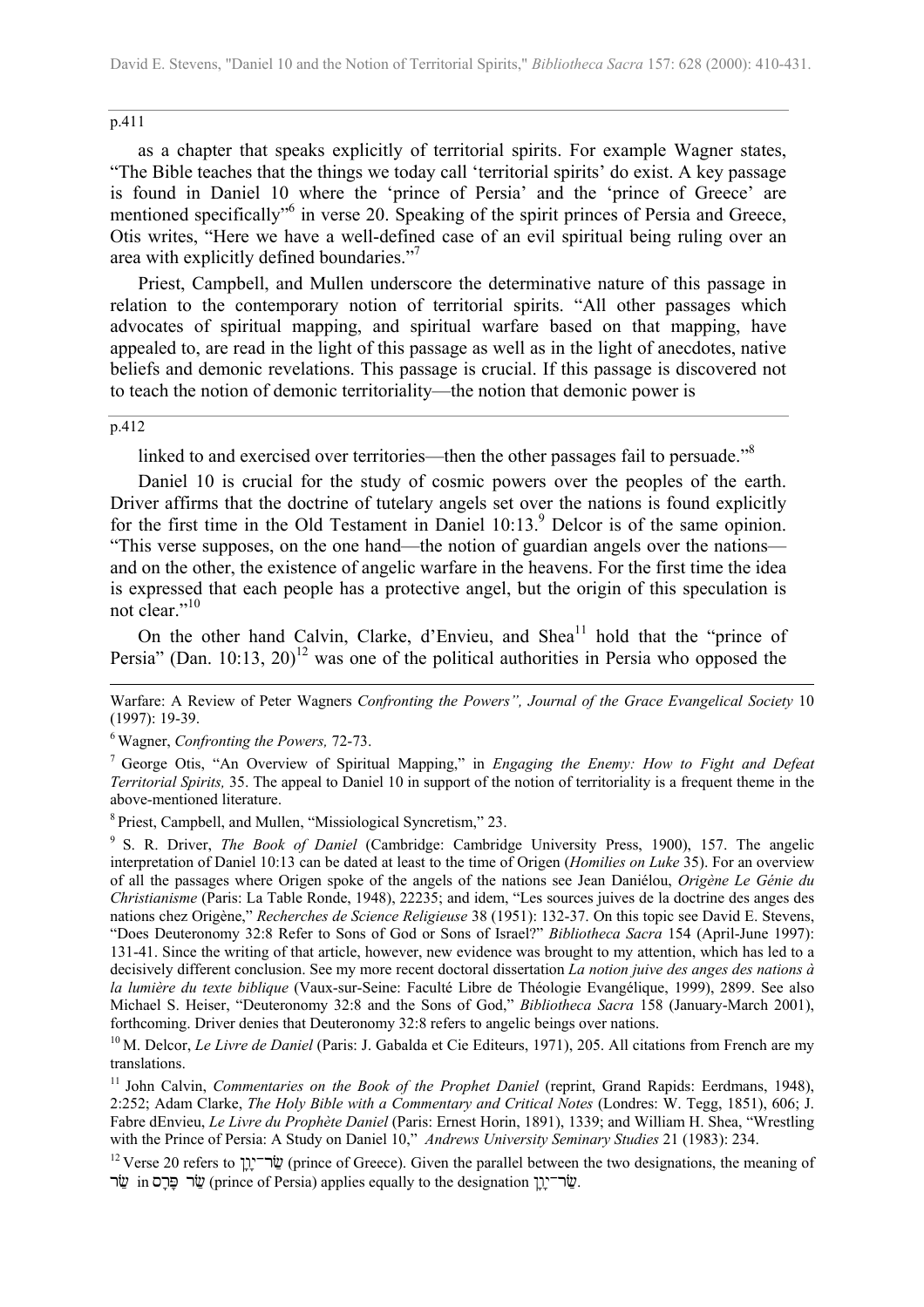p.411

as a chapter that speaks explicitly of territorial spirits. For example Wagner states, "The Bible teaches that the things we today call 'territorial spirits' do exist. A key passage is found in Daniel 10 where the 'prince of Persia' and the 'prince of Greece' are mentioned specifically"[6] in verse 20. Speaking of the spirit princes of Persia and Greece, Otis writes, "Here we have a well-defined case of an evil spiritual being ruling over an area with explicitly defined boundaries."[7]

Priest, Campbell, and Mullen underscore the determinative nature of this passage in relation to the contemporary notion of territorial spirits. "All other passages which advocates of spiritual mapping, and spiritual warfare based on that mapping, have appealed to, are read in the light of this passage as well as in the light of anecdotes, native beliefs and demonic revelations. This passage is crucial. If this passage is discovered not to teach the notion of demonic territoriality—the notion that demonic power is

p.412

linked to and exercised over territories—then the other passages fail to persuade."[8]

Daniel 10 is crucial for the study of cosmic powers over the peoples of the earth. Driver affirms that the doctrine of tutelary angels set over the nations is found explicitly for the first time in the Old Testament in Daniel 10:13.[9] Delcor is of the same opinion. "This verse supposes, on the one hand—the notion of guardian angels over the nations—and on the other, the existence of angelic warfare in the heavens. For the first time the idea is expressed that each people has a protective angel, but the origin of this speculation is not clear."[10]

On the other hand Calvin, Clarke, d'Envieu, and Shea[11] hold that the "prince of Persia" (Dan. 10:13, 20)[12] was one of the political authorities in Persia who opposed the

---

Warfare: A Review of Peter Wagners *Confronting the Powers", Journal of the Grace Evangelical Society* 10 (1997): 19-39.

[6] Wagner, *Confronting the Powers,* 72-73.

[7] George Otis, "An Overview of Spiritual Mapping," in *Engaging the Enemy: How to Fight and Defeat Territorial Spirits,* 35. The appeal to Daniel 10 in support of the notion of territoriality is a frequent theme in the above-mentioned literature.

[8] Priest, Campbell, and Mullen, "Missiological Syncretism," 23.

[9] S. R. Driver, *The Book of Daniel* (Cambridge: Cambridge University Press, 1900), 157. The angelic interpretation of Daniel 10:13 can be dated at least to the time of Origen (*Homilies on Luke* 35). For an overview of all the passages where Origen spoke of the angels of the nations see Jean Daniélou, *Origène Le Génie du Christianisme* (Paris: La Table Ronde, 1948), 22235; and idem, "Les sources juives de la doctrine des anges des nations chez Origène," *Recherches de Science Religieuse* 38 (1951): 132-37. On this topic see David E. Stevens, "Does Deuteronomy 32:8 Refer to Sons of God or Sons of Israel?" *Bibliotheca Sacra* 154 (April-June 1997): 131-41. Since the writing of that article, however, new evidence was brought to my attention, which has led to a decisively different conclusion. See my more recent doctoral dissertation *La notion juive des anges des nations à la lumière du texte biblique* (Vaux-sur-Seine: Faculté Libre de Théologie Evangélique, 1999), 2899. See also Michael S. Heiser, "Deuteronomy 32:8 and the Sons of God," *Bibliotheca Sacra* 158 (January-March 2001), forthcoming. Driver denies that Deuteronomy 32:8 refers to angelic beings over nations.

[10] M. Delcor, *Le Livre de Daniel* (Paris: J. Gabalda et Cie Editeurs, 1971), 205. All citations from French are my translations.

[11] John Calvin, *Commentaries on the Book of the Prophet Daniel* (reprint, Grand Rapids: Eerdmans, 1948), 2:252; Adam Clarke, *The Holy Bible with a Commentary and Critical Notes* (Londres: W. Tegg, 1851), 606; J. Fabre dEnvieu, *Le Livre du Prophète Daniel* (Paris: Ernest Horin, 1891), 1339; and William H. Shea, "Wrestling with the Prince of Persia: A Study on Daniel 10," *Andrews University Seminary Studies* 21 (1983): 234.

[12] Verse 20 refers to שַׂר־יָוָן (prince of Greece). Given the parallel between the two designations, the meaning of שַׂר in שַׂר פָּרַס (prince of Persia) applies equally to the designation שַׂר־יָוָן.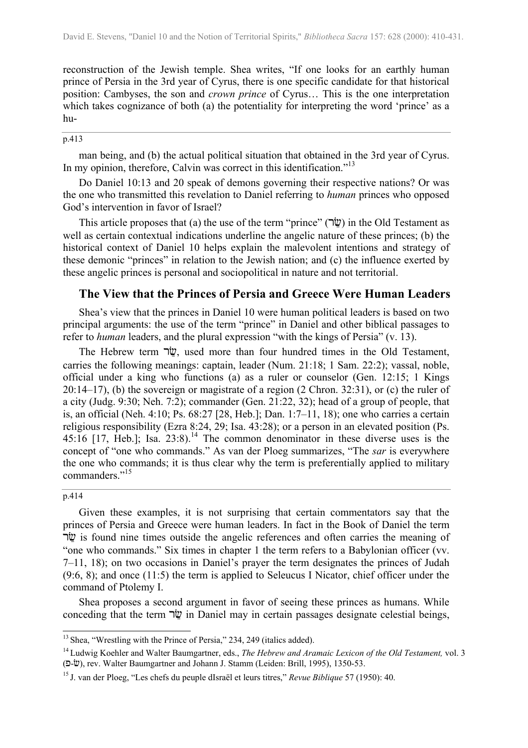reconstruction of the Jewish temple. Shea writes, "If one looks for an earthly human prince of Persia in the 3rd year of Cyrus, there is one specific candidate for that historical position: Cambyses, the son and *crown prince* of Cyrus… This is the one interpretation which takes cognizance of both (a) the potentiality for interpreting the word 'prince' as a hu-

p.413

man being, and (b) the actual political situation that obtained in the 3rd year of Cyrus. In my opinion, therefore, Calvin was correct in this identification."[13]

Do Daniel 10:13 and 20 speak of demons governing their respective nations? Or was the one who transmitted this revelation to Daniel referring to *human* princes who opposed God's intervention in favor of Israel?

This article proposes that (a) the use of the term "prince" (שַׂר) in the Old Testament as well as certain contextual indications underline the angelic nature of these princes; (b) the historical context of Daniel 10 helps explain the malevolent intentions and strategy of these demonic "princes" in relation to the Jewish nation; and (c) the influence exerted by these angelic princes is personal and sociopolitical in nature and not territorial.

## The View that the Princes of Persia and Greece Were Human Leaders

Shea's view that the princes in Daniel 10 were human political leaders is based on two principal arguments: the use of the term "prince" in Daniel and other biblical passages to refer to *human* leaders, and the plural expression "with the kings of Persia" (v. 13).

The Hebrew term שַׂר, used more than four hundred times in the Old Testament, carries the following meanings: captain, leader (Num. 21:18; 1 Sam. 22:2); vassal, noble, official under a king who functions (a) as a ruler or counselor (Gen. 12:15; 1 Kings 20:14–17), (b) the sovereign or magistrate of a region (2 Chron. 32:31), or (c) the ruler of a city (Judg. 9:30; Neh. 7:2); commander (Gen. 21:22, 32); head of a group of people, that is, an official (Neh. 4:10; Ps. 68:27 [28, Heb.]; Dan. 1:7–11, 18); one who carries a certain religious responsibility (Ezra 8:24, 29; Isa. 43:28); or a person in an elevated position (Ps. 45:16 [17, Heb.]; Isa. 23:8).[14] The common denominator in these diverse uses is the concept of "one who commands." As van der Ploeg summarizes, "The *sar* is everywhere the one who commands; it is thus clear why the term is preferentially applied to military commanders."[15]

p.414

Given these examples, it is not surprising that certain commentators say that the princes of Persia and Greece were human leaders. In fact in the Book of Daniel the term שַׂר is found nine times outside the angelic references and often carries the meaning of "one who commands." Six times in chapter 1 the term refers to a Babylonian officer (vv. 7–11, 18); on two occasions in Daniel's prayer the term designates the princes of Judah (9:6, 8); and once (11:5) the term is applied to Seleucus I Nicator, chief officer under the command of Ptolemy I.

Shea proposes a second argument in favor of seeing these princes as humans. While conceding that the term שַׂר in Daniel may in certain passages designate celestial beings,

---

[13] Shea, "Wrestling with the Prince of Persia," 234, 249 (italics added).

[14] Ludwig Koehler and Walter Baumgartner, eds., *The Hebrew and Aramaic Lexicon of the Old Testament,* vol. 3 (פ-שׂ), rev. Walter Baumgartner and Johann J. Stamm (Leiden: Brill, 1995), 1350-53.

[15] J. van der Ploeg, "Les chefs du peuple dIsraël et leurs titres," *Revue Biblique* 57 (1950): 40.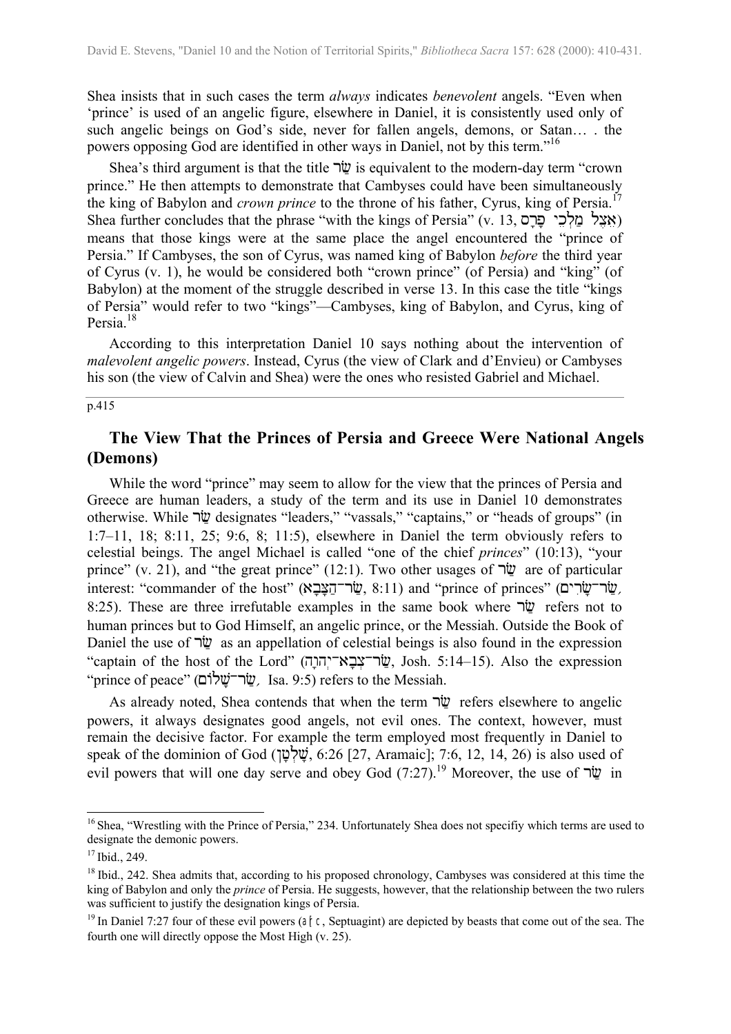Shea insists that in such cases the term *always* indicates *benevolent* angels. "Even when 'prince' is used of an angelic figure, elsewhere in Daniel, it is consistently used only of such angelic beings on God's side, never for fallen angels, demons, or Satan… . the powers opposing God are identified in other ways in Daniel, not by this term."[16]

Shea's third argument is that the title שַׂר is equivalent to the modern-day term "crown prince." He then attempts to demonstrate that Cambyses could have been simultaneously the king of Babylon and *crown prince* to the throne of his father, Cyrus, king of Persia.[17] Shea further concludes that the phrase "with the kings of Persia" (v. 13, אֵצֶל מַלְכֵי פָרָס) means that those kings were at the same place the angel encountered the "prince of Persia." If Cambyses, the son of Cyrus, was named king of Babylon *before* the third year of Cyrus (v. 1), he would be considered both "crown prince" (of Persia) and "king" (of Babylon) at the moment of the struggle described in verse 13. In this case the title "kings of Persia" would refer to two "kings"—Cambyses, king of Babylon, and Cyrus, king of Persia.[18]

According to this interpretation Daniel 10 says nothing about the intervention of *malevolent angelic powers*. Instead, Cyrus (the view of Clark and d'Envieu) or Cambyses his son (the view of Calvin and Shea) were the ones who resisted Gabriel and Michael.

p.415

## The View That the Princes of Persia and Greece Were National Angels (Demons)

While the word "prince" may seem to allow for the view that the princes of Persia and Greece are human leaders, a study of the term and its use in Daniel 10 demonstrates otherwise. While שַׂר designates "leaders," "vassals," "captains," or "heads of groups" (in 1:7–11, 18; 8:11, 25; 9:6, 8; 11:5), elsewhere in Daniel the term obviously refers to celestial beings. The angel Michael is called "one of the chief *princes*" (10:13), "your prince" (v. 21), and "the great prince" (12:1). Two other usages of שַׂר are of particular interest: "commander of the host" (שַׂר־הַצָּבָא, 8:11) and "prince of princes" (שַׂר־שָׂרִים, 8:25). These are three irrefutable examples in the same book where שַׂר refers not to human princes but to God Himself, an angelic prince, or the Messiah. Outside the Book of Daniel the use of שַׂר as an appellation of celestial beings is also found in the expression "captain of the host of the Lord" (שַׂר־צְבָא־יְהוָה, Josh. 5:14–15). Also the expression "prince of peace" (שַׂר־שָׁלוֹם, Isa. 9:5) refers to the Messiah.

As already noted, Shea contends that when the term שַׂר refers elsewhere to angelic powers, it always designates good angels, not evil ones. The context, however, must remain the decisive factor. For example the term employed most frequently in Daniel to speak of the dominion of God (שָׁלְטָן, 6:26 [27, Aramaic]; 7:6, 12, 14, 26) is also used of evil powers that will one day serve and obey God (7:27).[19] Moreover, the use of שַׂר in

[16] Shea, "Wrestling with the Prince of Persia," 234. Unfortunately Shea does not specifiy which terms are used to designate the demonic powers.

[17] Ibid., 249.

[18] Ibid., 242. Shea admits that, according to his proposed chronology, Cambyses was considered at this time the king of Babylon and only the *prince* of Persia. He suggests, however, that the relationship between the two rulers was sufficient to justify the designation kings of Persia.

[19] In Daniel 7:27 four of these evil powers (ἀρχαί, Septuagint) are depicted by beasts that come out of the sea. The fourth one will directly oppose the Most High (v. 25).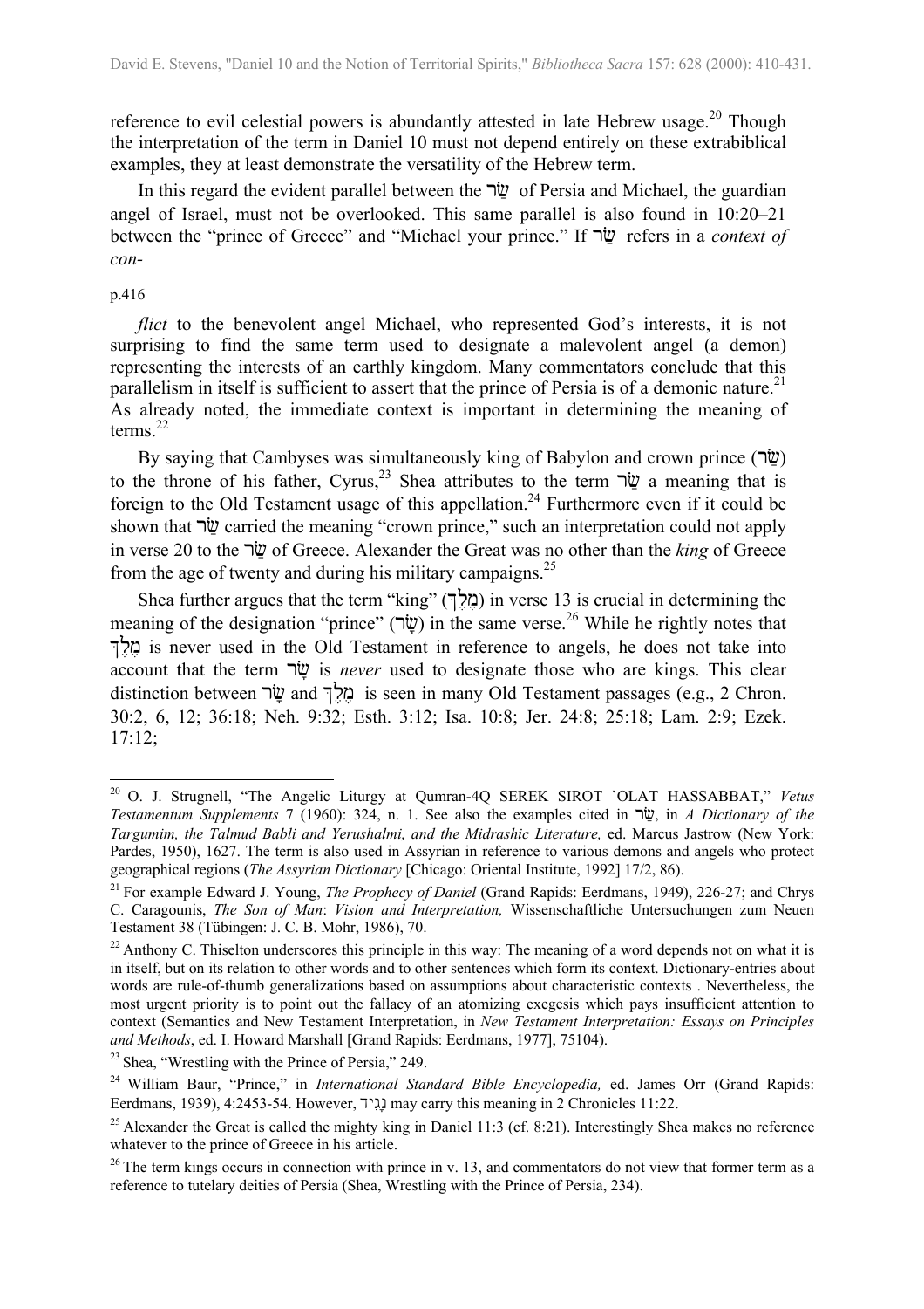reference to evil celestial powers is abundantly attested in late Hebrew usage.[20] Though the interpretation of the term in Daniel 10 must not depend entirely on these extrabiblical examples, they at least demonstrate the versatility of the Hebrew term.

In this regard the evident parallel between the שַׂר of Persia and Michael, the guardian angel of Israel, must not be overlooked. This same parallel is also found in 10:20–21 between the "prince of Greece" and "Michael your prince." If שַׂר refers in a *context of con-*

p.416

*flict* to the benevolent angel Michael, who represented God's interests, it is not surprising to find the same term used to designate a malevolent angel (a demon) representing the interests of an earthly kingdom. Many commentators conclude that this parallelism in itself is sufficient to assert that the prince of Persia is of a demonic nature.[21] As already noted, the immediate context is important in determining the meaning of terms.[22]

By saying that Cambyses was simultaneously king of Babylon and crown prince (שַׂר) to the throne of his father, Cyrus,[23] Shea attributes to the term שַׂר a meaning that is foreign to the Old Testament usage of this appellation.[24] Furthermore even if it could be shown that שַׂר carried the meaning "crown prince," such an interpretation could not apply in verse 20 to the שַׂר of Greece. Alexander the Great was no other than the *king* of Greece from the age of twenty and during his military campaigns.[25]

Shea further argues that the term "king" (מֶלֶךְ) in verse 13 is crucial in determining the meaning of the designation "prince" (שָׂר) in the same verse.[26] While he rightly notes that מֶלֶךְ is never used in the Old Testament in reference to angels, he does not take into account that the term שָׂר is *never* used to designate those who are kings. This clear distinction between שָׂר and מֶלֶךְ is seen in many Old Testament passages (e.g., 2 Chron. 30:2, 6, 12; 36:18; Neh. 9:32; Esth. 3:12; Isa. 10:8; Jer. 24:8; 25:18; Lam. 2:9; Ezek. 17:12;

---

[20] O. J. Strugnell, "The Angelic Liturgy at Qumran-4Q SEREK SIROT `OLAT HASSABBAT," *Vetus Testamentum Supplements* 7 (1960): 324, n. 1. See also the examples cited in שַׂר, in *A Dictionary of the Targumim, the Talmud Babli and Yerushalmi, and the Midrashic Literature,* ed. Marcus Jastrow (New York: Pardes, 1950), 1627. The term is also used in Assyrian in reference to various demons and angels who protect geographical regions (*The Assyrian Dictionary* [Chicago: Oriental Institute, 1992] 17/2, 86).

[21] For example Edward J. Young, *The Prophecy of Daniel* (Grand Rapids: Eerdmans, 1949), 226-27; and Chrys C. Caragounis, *The Son of Man*: *Vision and Interpretation,* Wissenschaftliche Untersuchungen zum Neuen Testament 38 (Tübingen: J. C. B. Mohr, 1986), 70.

[22] Anthony C. Thiselton underscores this principle in this way: The meaning of a word depends not on what it is in itself, but on its relation to other words and to other sentences which form its context. Dictionary-entries about words are rule-of-thumb generalizations based on assumptions about characteristic contexts . Nevertheless, the most urgent priority is to point out the fallacy of an atomizing exegesis which pays insufficient attention to context (Semantics and New Testament Interpretation, in *New Testament Interpretation: Essays on Principles and Methods*, ed. I. Howard Marshall [Grand Rapids: Eerdmans, 1977], 75104).

[23] Shea, "Wrestling with the Prince of Persia," 249.

[24] William Baur, "Prince," in *International Standard Bible Encyclopedia,* ed. James Orr (Grand Rapids: Eerdmans, 1939), 4:2453-54. However, נָגִיד may carry this meaning in 2 Chronicles 11:22.

[25] Alexander the Great is called the mighty king in Daniel 11:3 (cf. 8:21). Interestingly Shea makes no reference whatever to the prince of Greece in his article.

[26] The term kings occurs in connection with prince in v. 13, and commentators do not view that former term as a reference to tutelary deities of Persia (Shea, Wrestling with the Prince of Persia, 234).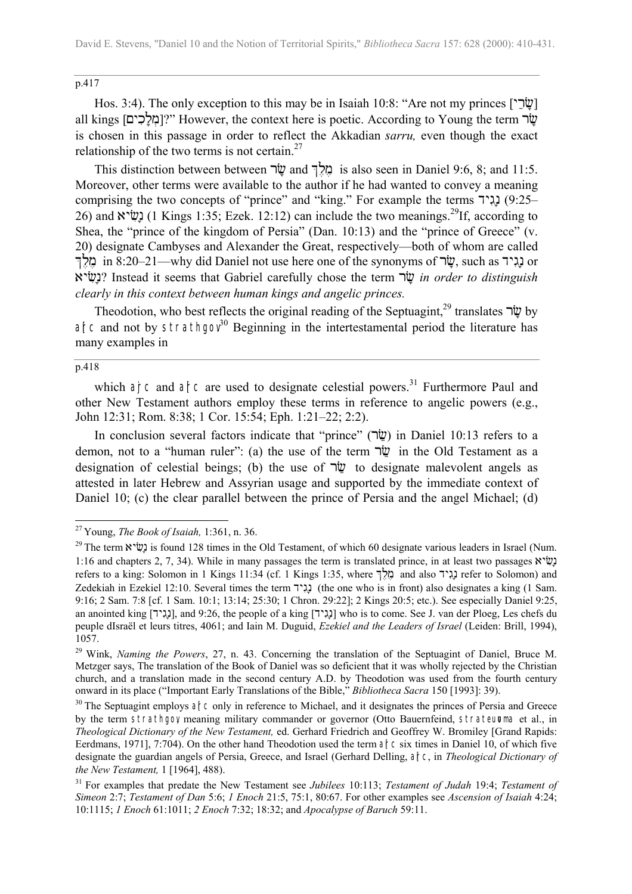p.417

Hos. 3:4). The only exception to this may be in Isaiah 10:8: "Are not my princes [שָׂרַי] all kings [מְלָכִים]?" However, the context here is poetic. According to Young the term שָׂר is chosen in this passage in order to reflect the Akkadian *sarru,* even though the exact relationship of the two terms is not certain.[27]

This distinction between between שָׂר and מֶלֶךְ is also seen in Daniel 9:6, 8; and 11:5. Moreover, other terms were available to the author if he had wanted to convey a meaning comprising the two concepts of "prince" and "king." For example the terms נָגִיד (9:25–26) and נָשִׂיא (1 Kings 1:35; Ezek. 12:12) can include the two meanings.[29]If, according to Shea, the "prince of the kingdom of Persia" (Dan. 10:13) and the "prince of Greece" (v. 20) designate Cambyses and Alexander the Great, respectively—both of whom are called מֶלֶךְ in 8:20–21—why did Daniel not use here one of the synonyms of שָׂר, such as נָגִיד or נָשִׂיא? Instead it seems that Gabriel carefully chose the term שָׂר *in order to distinguish clearly in this context between human kings and angelic princes.*

Theodotion, who best reflects the original reading of the Septuagint,[29] translates שָׂר by ἄρχων and not by στρατηγός[30] Beginning in the intertestamental period the literature has many examples in

p.418

which ἀρχή and ἄρχων are used to designate celestial powers.[31] Furthermore Paul and other New Testament authors employ these terms in reference to angelic powers (e.g., John 12:31; Rom. 8:38; 1 Cor. 15:54; Eph. 1:21–22; 2:2).

In conclusion several factors indicate that "prince" (שַׂר) in Daniel 10:13 refers to a demon, not to a "human ruler": (a) the use of the term שַׂר in the Old Testament as a designation of celestial beings; (b) the use of שַׂר to designate malevolent angels as attested in later Hebrew and Assyrian usage and supported by the immediate context of Daniel 10; (c) the clear parallel between the prince of Persia and the angel Michael; (d)

---

[27] Young, *The Book of Isaiah,* 1:361, n. 36.

[29] The term נָשִׂיא is found 128 times in the Old Testament, of which 60 designate various leaders in Israel (Num. 1:16 and chapters 2, 7, 34). While in many passages the term is translated prince, in at least two passages נָשִׂיא refers to a king: Solomon in 1 Kings 11:34 (cf. 1 Kings 1:35, where מֶלֶךְ and also נָגִיד refer to Solomon) and Zedekiah in Ezekiel 12:10. Several times the term נָגִיד (the one who is in front) also designates a king (1 Sam. 9:16; 2 Sam. 7:8 [cf. 1 Sam. 10:1; 13:14; 25:30; 1 Chron. 29:22]; 2 Kings 20:5; etc.). See especially Daniel 9:25, an anointed king [נָגִיד], and 9:26, the people of a king [נָגִיד] who is to come. See J. van der Ploeg, Les chefs du peuple dIsraël et leurs titres, 4061; and Iain M. Duguid, *Ezekiel and the Leaders of Israel* (Leiden: Brill, 1994), 1057.

[29] Wink, *Naming the Powers*, 27, n. 43. Concerning the translation of the Septuagint of Daniel, Bruce M. Metzger says, The translation of the Book of Daniel was so deficient that it was wholly rejected by the Christian church, and a translation made in the second century A.D. by Theodotion was used from the fourth century onward in its place ("Important Early Translations of the Bible," *Bibliotheca Sacra* 150 [1993]: 39).

[30] The Septuagint employs ἄρχων only in reference to Michael, and it designates the princes of Persia and Greece by the term στρατηγός meaning military commander or governor (Otto Bauernfeind, στρατεύομαι et al., in *Theological Dictionary of the New Testament,* ed. Gerhard Friedrich and Geoffrey W. Bromiley [Grand Rapids: Eerdmans, 1971], 7:704). On the other hand Theodotion used the term ἄρχων six times in Daniel 10, of which five designate the guardian angels of Persia, Greece, and Israel (Gerhard Delling, ἄρχων, in *Theological Dictionary of the New Testament,* 1 [1964], 488).

[31] For examples that predate the New Testament see *Jubilees* 10:113; *Testament of Judah* 19:4; *Testament of Simeon* 2:7; *Testament of Dan* 5:6; *1 Enoch* 21:5, 75:1, 80:67. For other examples see *Ascension of Isaiah* 4:24; 10:1115; *1 Enoch* 61:1011; *2 Enoch* 7:32; 18:32; and *Apocalypse of Baruch* 59:11.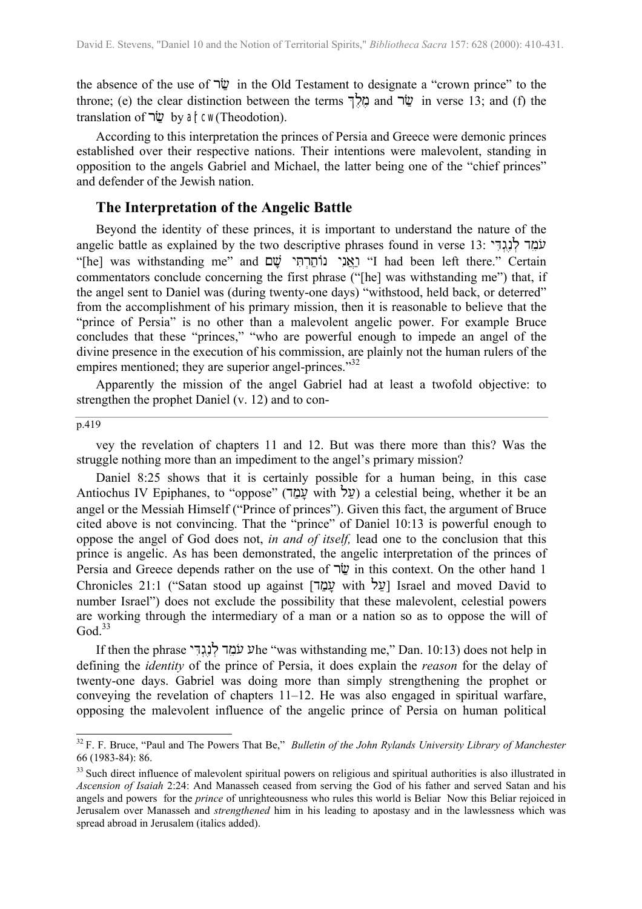the absence of the use of שַׂר in the Old Testament to designate a "crown prince" to the throne; (e) the clear distinction between the terms מֶלֶךְ and שַׂר in verse 13; and (f) the translation of שַׂר by ἄρχων (Theodotion).

According to this interpretation the princes of Persia and Greece were demonic princes established over their respective nations. Their intentions were malevolent, standing in opposition to the angels Gabriel and Michael, the latter being one of the "chief princes" and defender of the Jewish nation.

## The Interpretation of the Angelic Battle

Beyond the identity of these princes, it is important to understand the nature of the angelic battle as explained by the two descriptive phrases found in verse 13: עֹמֵד לְנֶגְדִּי "[he] was withstanding me" and וַאֲנִי נוֹתַרְתִּי שָׁם "I had been left there." Certain commentators conclude concerning the first phrase ("[he] was withstanding me") that, if the angel sent to Daniel was (during twenty-one days) "withstood, held back, or deterred" from the accomplishment of his primary mission, then it is reasonable to believe that the "prince of Persia" is no other than a malevolent angelic power. For example Bruce concludes that these "princes," "who are powerful enough to impede an angel of the divine presence in the execution of his commission, are plainly not the human rulers of the empires mentioned; they are superior angel-princes."[32]

Apparently the mission of the angel Gabriel had at least a twofold objective: to strengthen the prophet Daniel (v. 12) and to convey the revelation of chapters 11 and 12. But was there more than this? Was the struggle nothing more than an impediment to the angel's primary mission?

Daniel 8:25 shows that it is certainly possible for a human being, in this case Antiochus IV Epiphanes, to "oppose" (עָמַד with עַל) a celestial being, whether it be an angel or the Messiah Himself ("Prince of princes"). Given this fact, the argument of Bruce cited above is not convincing. That the "prince" of Daniel 10:13 is powerful enough to oppose the angel of God does not, *in and of itself,* lead one to the conclusion that this prince is angelic. As has been demonstrated, the angelic interpretation of the princes of Persia and Greece depends rather on the use of שַׂר in this context. On the other hand 1 Chronicles 21:1 ("Satan stood up against [עָמַד with עַל] Israel and moved David to number Israel") does not exclude the possibility that these malevolent, celestial powers are working through the intermediary of a man or a nation so as to oppose the will of God.[33]

If then the phrase עֹמֵד לְנֶגְדִּי ("he "was withstanding me," Dan. 10:13) does not help in defining the *identity* of the prince of Persia, it does explain the *reason* for the delay of twenty-one days. Gabriel was doing more than simply strengthening the prophet or conveying the revelation of chapters 11–12. He was also engaged in spiritual warfare, opposing the malevolent influence of the angelic prince of Persia on human political

---

[32] F. F. Bruce, "Paul and The Powers That Be," *Bulletin of the John Rylands University Library of Manchester* 66 (1983-84): 86.

[33] Such direct influence of malevolent spiritual powers on religious and spiritual authorities is also illustrated in *Ascension of Isaiah* 2:24: And Manasseh ceased from serving the God of his father and served Satan and his angels and powers for the *prince* of unrighteousness who rules this world is Beliar Now this Beliar rejoiced in Jerusalem over Manasseh and *strengthened* him in his leading to apostasy and in the lawlessness which was spread abroad in Jerusalem (italics added).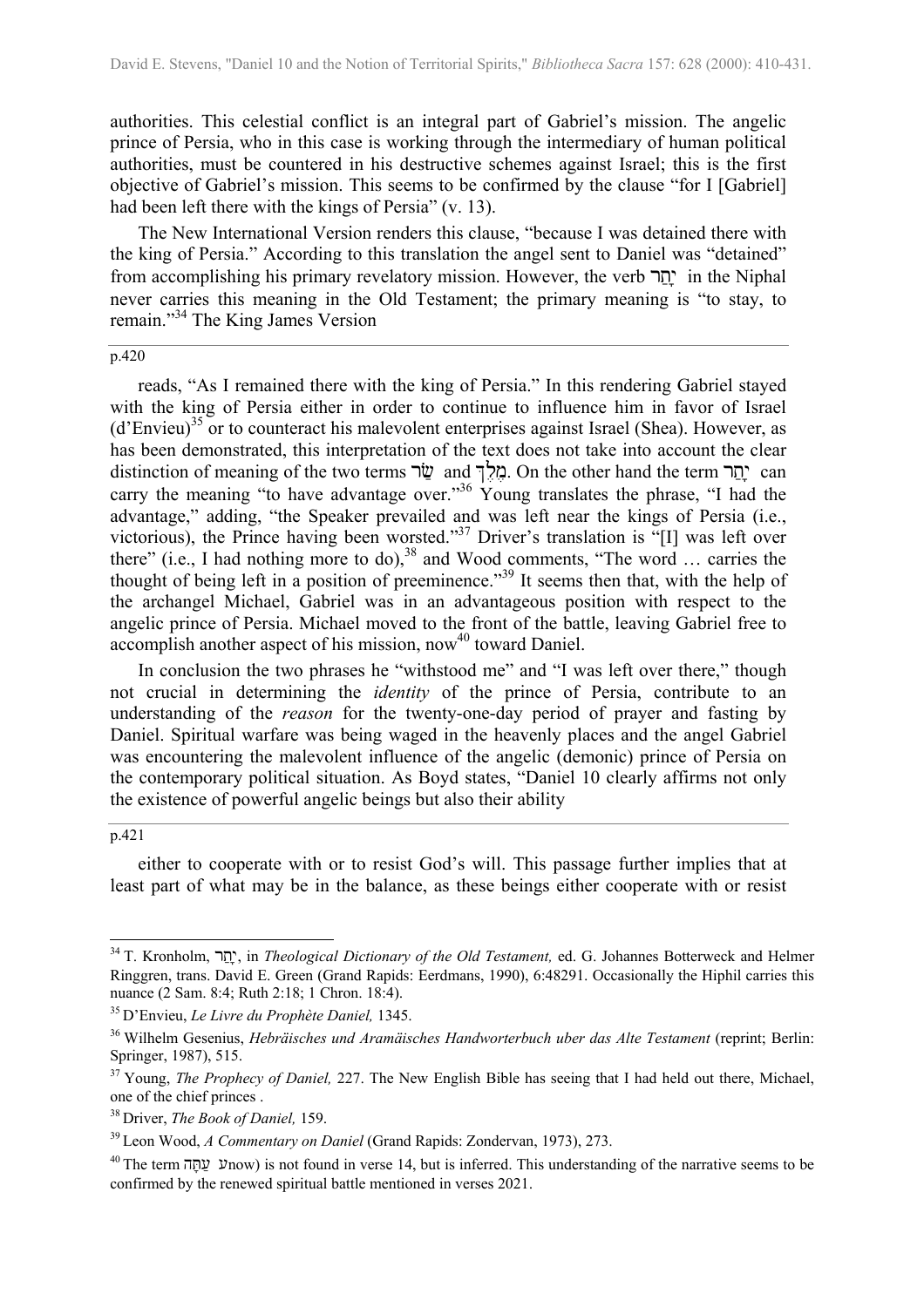authorities. This celestial conflict is an integral part of Gabriel's mission. The angelic prince of Persia, who in this case is working through the intermediary of human political authorities, must be countered in his destructive schemes against Israel; this is the first objective of Gabriel's mission. This seems to be confirmed by the clause "for I [Gabriel] had been left there with the kings of Persia" (v. 13).

The New International Version renders this clause, "because I was detained there with the king of Persia." According to this translation the angel sent to Daniel was "detained" from accomplishing his primary revelatory mission. However, the verb יָתַר in the Niphal never carries this meaning in the Old Testament; the primary meaning is "to stay, to remain."[34] The King James Version

p.420

reads, "As I remained there with the king of Persia." In this rendering Gabriel stayed with the king of Persia either in order to continue to influence him in favor of Israel (d'Envieu)[35] or to counteract his malevolent enterprises against Israel (Shea). However, as has been demonstrated, this interpretation of the text does not take into account the clear distinction of meaning of the two terms שַׂר and מֶלֶךְ. On the other hand the term יָתַר can carry the meaning "to have advantage over."[36] Young translates the phrase, "I had the advantage," adding, "the Speaker prevailed and was left near the kings of Persia (i.e., victorious), the Prince having been worsted."[37] Driver's translation is "[I] was left over there" (i.e., I had nothing more to do),[38] and Wood comments, "The word … carries the thought of being left in a position of preeminence."[39] It seems then that, with the help of the archangel Michael, Gabriel was in an advantageous position with respect to the angelic prince of Persia. Michael moved to the front of the battle, leaving Gabriel free to accomplish another aspect of his mission, now[40] toward Daniel.

In conclusion the two phrases he "withstood me" and "I was left over there," though not crucial in determining the *identity* of the prince of Persia, contribute to an understanding of the *reason* for the twenty-one-day period of prayer and fasting by Daniel. Spiritual warfare was being waged in the heavenly places and the angel Gabriel was encountering the malevolent influence of the angelic (demonic) prince of Persia on the contemporary political situation. As Boyd states, "Daniel 10 clearly affirms not only the existence of powerful angelic beings but also their ability

p.421

either to cooperate with or to resist God's will. This passage further implies that at least part of what may be in the balance, as these beings either cooperate with or resist

---

[34] T. Kronholm, יָתַר, in *Theological Dictionary of the Old Testament,* ed. G. Johannes Botterweck and Helmer Ringgren, trans. David E. Green (Grand Rapids: Eerdmans, 1990), 6:48291. Occasionally the Hiphil carries this nuance (2 Sam. 8:4; Ruth 2:18; 1 Chron. 18:4).

[35] D'Envieu, *Le Livre du Prophète Daniel,* 1345.

[36] Wilhelm Gesenius, *Hebräisches und Aramäisches Handworterbuch uber das Alte Testament* (reprint; Berlin: Springer, 1987), 515.

[37] Young, *The Prophecy of Daniel,* 227. The New English Bible has seeing that I had held out there, Michael, one of the chief princes .

[38] Driver, *The Book of Daniel,* 159.

[39] Leon Wood, *A Commentary on Daniel* (Grand Rapids: Zondervan, 1973), 273.

[40] The term עַתָּה (now) is not found in verse 14, but is inferred. This understanding of the narrative seems to be confirmed by the renewed spiritual battle mentioned in verses 2021.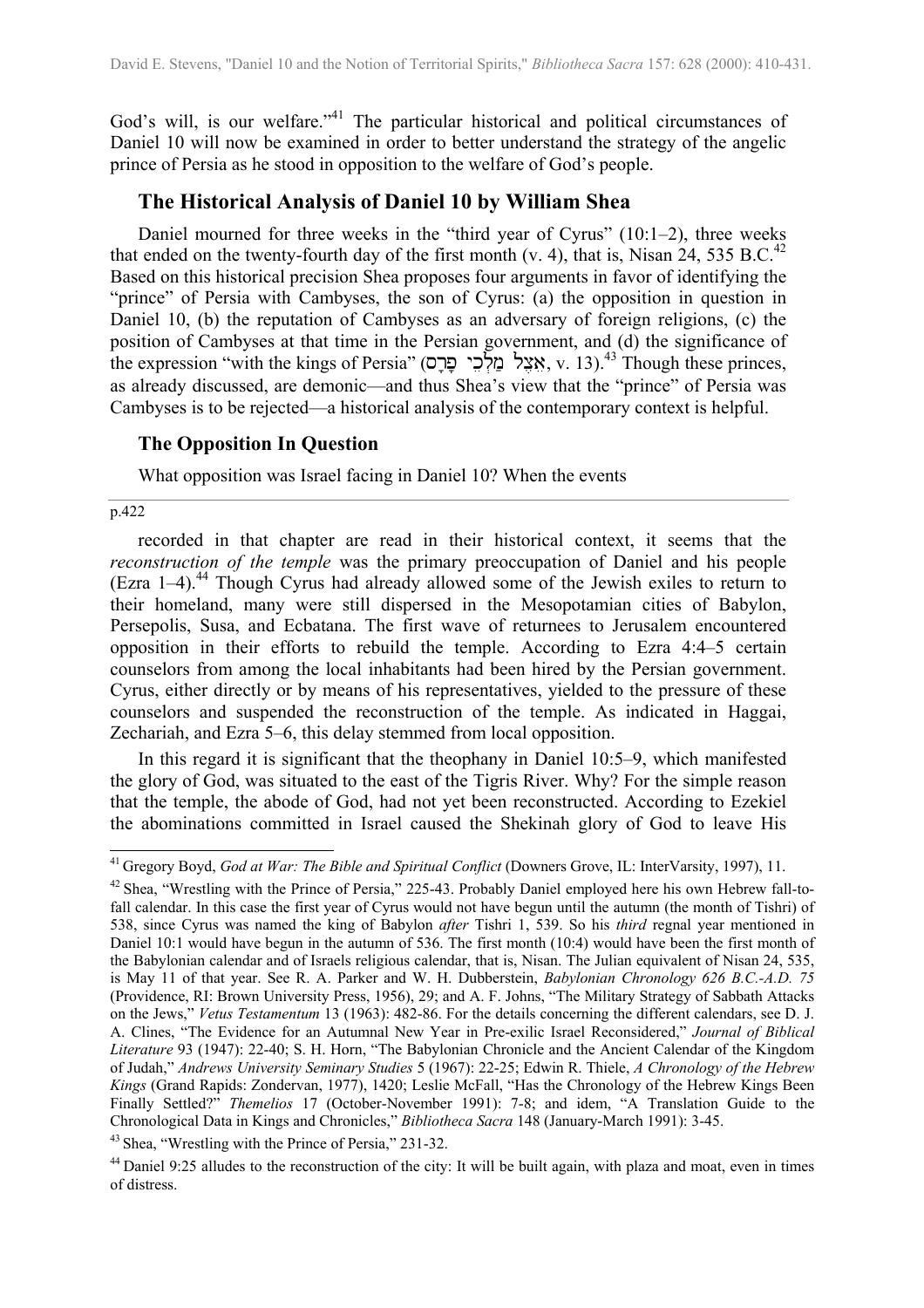God's will, is our welfare."[41] The particular historical and political circumstances of Daniel 10 will now be examined in order to better understand the strategy of the angelic prince of Persia as he stood in opposition to the welfare of God's people.

## The Historical Analysis of Daniel 10 by William Shea

Daniel mourned for three weeks in the "third year of Cyrus" (10:1–2), three weeks that ended on the twenty-fourth day of the first month (v. 4), that is, Nisan 24, 535 B.C.[42] Based on this historical precision Shea proposes four arguments in favor of identifying the "prince" of Persia with Cambyses, the son of Cyrus: (a) the opposition in question in Daniel 10, (b) the reputation of Cambyses as an adversary of foreign religions, (c) the position of Cambyses at that time in the Persian government, and (d) the significance of the expression "with the kings of Persia" (אֵצֶל מַלְכֵי פָרָס, v. 13).[43] Though these princes, as already discussed, are demonic—and thus Shea's view that the "prince" of Persia was Cambyses is to be rejected—a historical analysis of the contemporary context is helpful.

## The Opposition In Question

What opposition was Israel facing in Daniel 10? When the events

p.422

recorded in that chapter are read in their historical context, it seems that the *reconstruction of the temple* was the primary preoccupation of Daniel and his people (Ezra 1–4).[44] Though Cyrus had already allowed some of the Jewish exiles to return to their homeland, many were still dispersed in the Mesopotamian cities of Babylon, Persepolis, Susa, and Ecbatana. The first wave of returnees to Jerusalem encountered opposition in their efforts to rebuild the temple. According to Ezra 4:4–5 certain counselors from among the local inhabitants had been hired by the Persian government. Cyrus, either directly or by means of his representatives, yielded to the pressure of these counselors and suspended the reconstruction of the temple. As indicated in Haggai, Zechariah, and Ezra 5–6, this delay stemmed from local opposition.

In this regard it is significant that the theophany in Daniel 10:5–9, which manifested the glory of God, was situated to the east of the Tigris River. Why? For the simple reason that the temple, the abode of God, had not yet been reconstructed. According to Ezekiel the abominations committed in Israel caused the Shekinah glory of God to leave His

---

[41] Gregory Boyd, *God at War: The Bible and Spiritual Conflict* (Downers Grove, IL: InterVarsity, 1997), 11.

[42] Shea, "Wrestling with the Prince of Persia," 225-43. Probably Daniel employed here his own Hebrew fall-to-fall calendar. In this case the first year of Cyrus would not have begun until the autumn (the month of Tishri) of 538, since Cyrus was named the king of Babylon *after* Tishri 1, 539. So his *third* regnal year mentioned in Daniel 10:1 would have begun in the autumn of 536. The first month (10:4) would have been the first month of the Babylonian calendar and of Israels religious calendar, that is, Nisan. The Julian equivalent of Nisan 24, 535, is May 11 of that year. See R. A. Parker and W. H. Dubberstein, *Babylonian Chronology 626 B.C.-A.D. 75* (Providence, RI: Brown University Press, 1956), 29; and A. F. Johns, "The Military Strategy of Sabbath Attacks on the Jews," *Vetus Testamentum* 13 (1963): 482-86. For the details concerning the different calendars, see D. J. A. Clines, "The Evidence for an Autumnal New Year in Pre-exilic Israel Reconsidered," *Journal of Biblical Literature* 93 (1947): 22-40; S. H. Horn, "The Babylonian Chronicle and the Ancient Calendar of the Kingdom of Judah," *Andrews University Seminary Studies* 5 (1967): 22-25; Edwin R. Thiele, *A Chronology of the Hebrew Kings* (Grand Rapids: Zondervan, 1977), 1420; Leslie McFall, "Has the Chronology of the Hebrew Kings Been Finally Settled?" *Themelios* 17 (October-November 1991): 7-8; and idem, "A Translation Guide to the Chronological Data in Kings and Chronicles," *Bibliotheca Sacra* 148 (January-March 1991): 3-45.

[43] Shea, "Wrestling with the Prince of Persia," 231-32.

[44] Daniel 9:25 alludes to the reconstruction of the city: It will be built again, with plaza and moat, even in times of distress.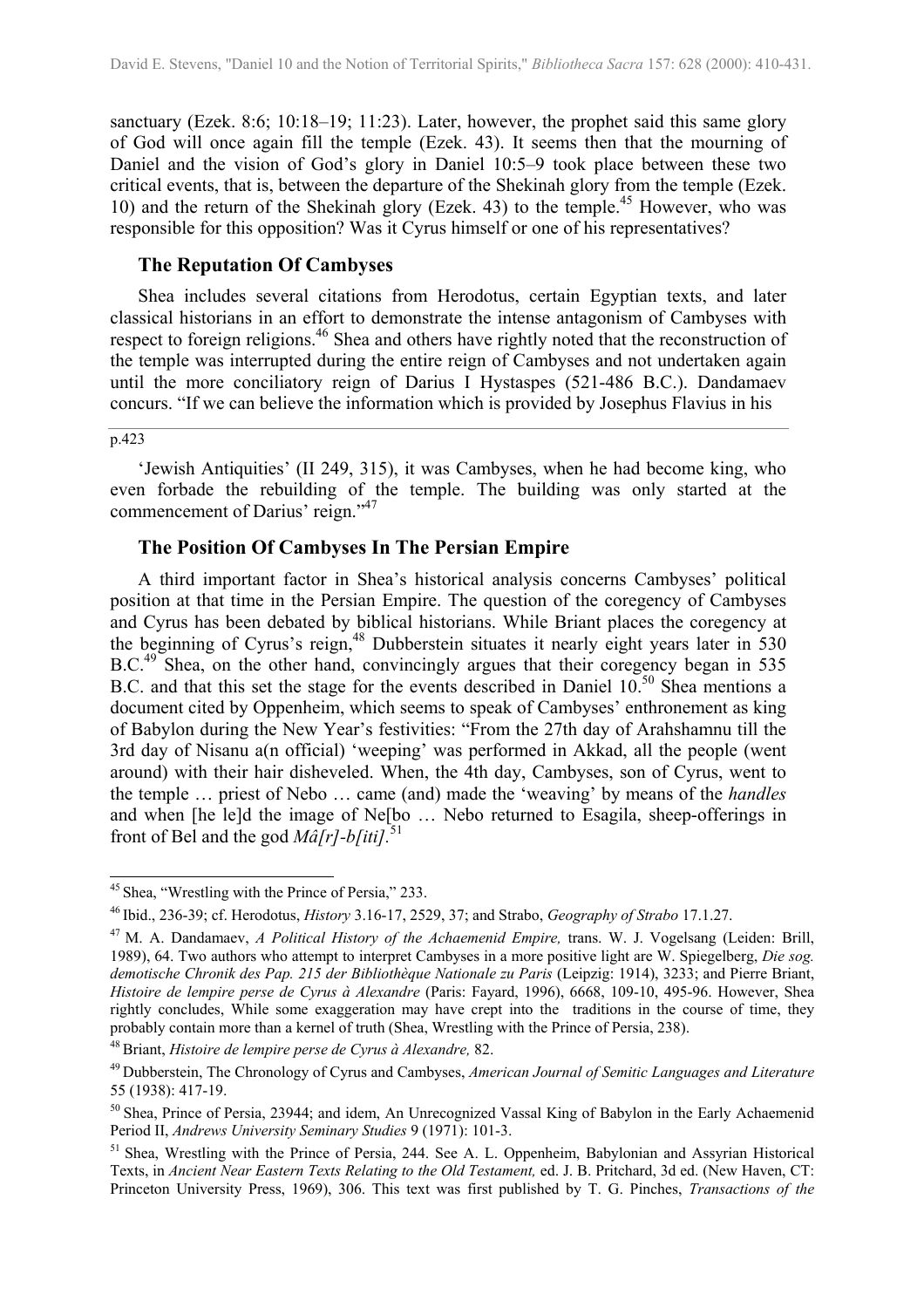sanctuary (Ezek. 8:6; 10:18–19; 11:23). Later, however, the prophet said this same glory of God will once again fill the temple (Ezek. 43). It seems then that the mourning of Daniel and the vision of God's glory in Daniel 10:5–9 took place between these two critical events, that is, between the departure of the Shekinah glory from the temple (Ezek. 10) and the return of the Shekinah glory (Ezek. 43) to the temple.[45] However, who was responsible for this opposition? Was it Cyrus himself or one of his representatives?

### The Reputation Of Cambyses

Shea includes several citations from Herodotus, certain Egyptian texts, and later classical historians in an effort to demonstrate the intense antagonism of Cambyses with respect to foreign religions.[46] Shea and others have rightly noted that the reconstruction of the temple was interrupted during the entire reign of Cambyses and not undertaken again until the more conciliatory reign of Darius I Hystaspes (521-486 B.C.). Dandamaev concurs. "If we can believe the information which is provided by Josephus Flavius in his

p.423

'Jewish Antiquities' (II 249, 315), it was Cambyses, when he had become king, who even forbade the rebuilding of the temple. The building was only started at the commencement of Darius' reign."[47]

### The Position Of Cambyses In The Persian Empire

A third important factor in Shea's historical analysis concerns Cambyses' political position at that time in the Persian Empire. The question of the coregency of Cambyses and Cyrus has been debated by biblical historians. While Briant places the coregency at the beginning of Cyrus's reign,[48] Dubberstein situates it nearly eight years later in 530 B.C.[49] Shea, on the other hand, convincingly argues that their coregency began in 535 B.C. and that this set the stage for the events described in Daniel 10.[50] Shea mentions a document cited by Oppenheim, which seems to speak of Cambyses' enthronement as king of Babylon during the New Year's festivities: "From the 27th day of Arahshamnu till the 3rd day of Nisanu a(n official) 'weeping' was performed in Akkad, all the people (went around) with their hair disheveled. When, the 4th day, Cambyses, son of Cyrus, went to the temple … priest of Nebo … came (and) made the 'weaving' by means of the *handles* and when [he le]d the image of Ne[bo … Nebo returned to Esagila, sheep-offerings in front of Bel and the god *Mâ[r]-b[iti]*.[51]

---

[45] Shea, "Wrestling with the Prince of Persia," 233.

[46] Ibid., 236-39; cf. Herodotus, *History* 3.16-17, 2529, 37; and Strabo, *Geography of Strabo* 17.1.27.

[47] M. A. Dandamaev, *A Political History of the Achaemenid Empire,* trans. W. J. Vogelsang (Leiden: Brill, 1989), 64. Two authors who attempt to interpret Cambyses in a more positive light are W. Spiegelberg, *Die sog. demotische Chronik des Pap. 215 der Bibliothèque Nationale zu Paris* (Leipzig: 1914), 3233; and Pierre Briant, *Histoire de lempire perse de Cyrus à Alexandre* (Paris: Fayard, 1996), 6668, 109-10, 495-96. However, Shea rightly concludes, While some exaggeration may have crept into the traditions in the course of time, they probably contain more than a kernel of truth (Shea, Wrestling with the Prince of Persia, 238).

[48] Briant, *Histoire de lempire perse de Cyrus à Alexandre,* 82.

[49] Dubberstein, The Chronology of Cyrus and Cambyses, *American Journal of Semitic Languages and Literature* 55 (1938): 417-19.

[50] Shea, Prince of Persia, 23944; and idem, An Unrecognized Vassal King of Babylon in the Early Achaemenid Period II, *Andrews University Seminary Studies* 9 (1971): 101-3.

[51] Shea, Wrestling with the Prince of Persia, 244. See A. L. Oppenheim, Babylonian and Assyrian Historical Texts, in *Ancient Near Eastern Texts Relating to the Old Testament,* ed. J. B. Pritchard, 3d ed. (New Haven, CT: Princeton University Press, 1969), 306. This text was first published by T. G. Pinches, *Transactions of the*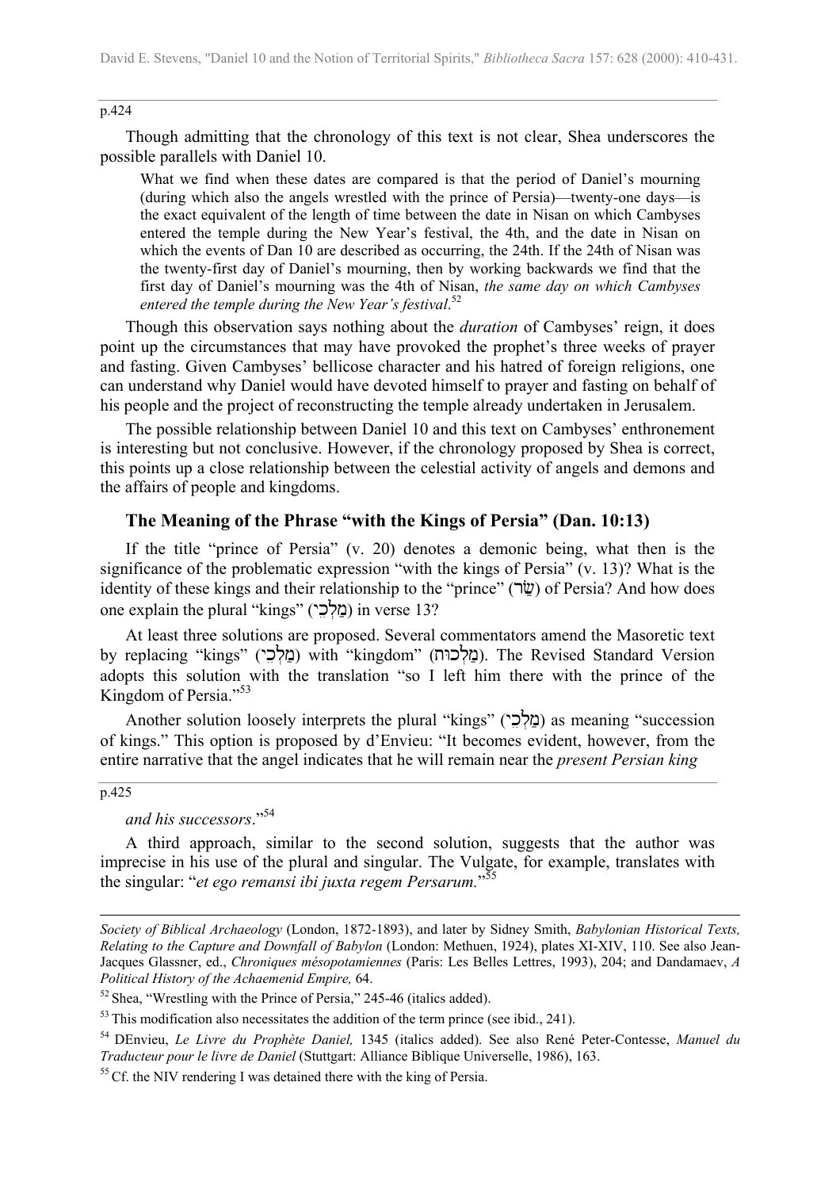Though admitting that the chronology of this text is not clear, Shea underscores the possible parallels with Daniel 10.

> What we find when these dates are compared is that the period of Daniel's mourning (during which also the angels wrestled with the prince of Persia)—twenty-one days—is the exact equivalent of the length of time between the date in Nisan on which Cambyses entered the temple during the New Year's festival, the 4th, and the date in Nisan on which the events of Dan 10 are described as occurring, the 24th. If the 24th of Nisan was the twenty-first day of Daniel's mourning, then by working backwards we find that the first day of Daniel's mourning was the 4th of Nisan, *the same day on which Cambyses entered the temple during the New Year's festival*.[52]

Though this observation says nothing about the *duration* of Cambyses' reign, it does point up the circumstances that may have provoked the prophet's three weeks of prayer and fasting. Given Cambyses' bellicose character and his hatred of foreign religions, one can understand why Daniel would have devoted himself to prayer and fasting on behalf of his people and the project of reconstructing the temple already undertaken in Jerusalem.

The possible relationship between Daniel 10 and this text on Cambyses' enthronement is interesting but not conclusive. However, if the chronology proposed by Shea is correct, this points up a close relationship between the celestial activity of angels and demons and the affairs of people and kingdoms.

## The Meaning of the Phrase "with the Kings of Persia" (Dan. 10:13)

If the title "prince of Persia" (v. 20) denotes a demonic being, what then is the significance of the problematic expression "with the kings of Persia" (v. 13)? What is the identity of these kings and their relationship to the "prince" (שַׂר) of Persia? And how does one explain the plural "kings" (מַלְכֵי) in verse 13?

At least three solutions are proposed. Several commentators amend the Masoretic text by replacing "kings" (מַלְכֵי) with "kingdom" (מַלְכוּת). The Revised Standard Version adopts this solution with the translation "so I left him there with the prince of the Kingdom of Persia."[53]

Another solution loosely interprets the plural "kings" (מַלְכֵי) as meaning "succession of kings." This option is proposed by d'Envieu: "It becomes evident, however, from the entire narrative that the angel indicates that he will remain near the *present Persian king and his successors*."[54]

A third approach, similar to the second solution, suggests that the author was imprecise in his use of the plural and singular. The Vulgate, for example, translates with the singular: "*et ego remansi ibi juxta regem Persarum.*"[55]

---

*Society of Biblical Archaeology* (London, 1872-1893), and later by Sidney Smith, *Babylonian Historical Texts, Relating to the Capture and Downfall of Babylon* (London: Methuen, 1924), plates XI-XIV, 110. See also Jean-Jacques Glassner, ed., *Chroniques mésopotamiennes* (Paris: Les Belles Lettres, 1993), 204; and Dandamaev, *A Political History of the Achaemenid Empire,* 64.

[52] Shea, "Wrestling with the Prince of Persia," 245-46 (italics added).

[53] This modification also necessitates the addition of the term prince (see ibid., 241).

[54] DEnvieu, *Le Livre du Prophète Daniel,* 1345 (italics added). See also René Peter-Contesse, *Manuel du Traducteur pour le livre de Daniel* (Stuttgart: Alliance Biblique Universelle, 1986), 163.

[55] Cf. the NIV rendering I was detained there with the king of Persia.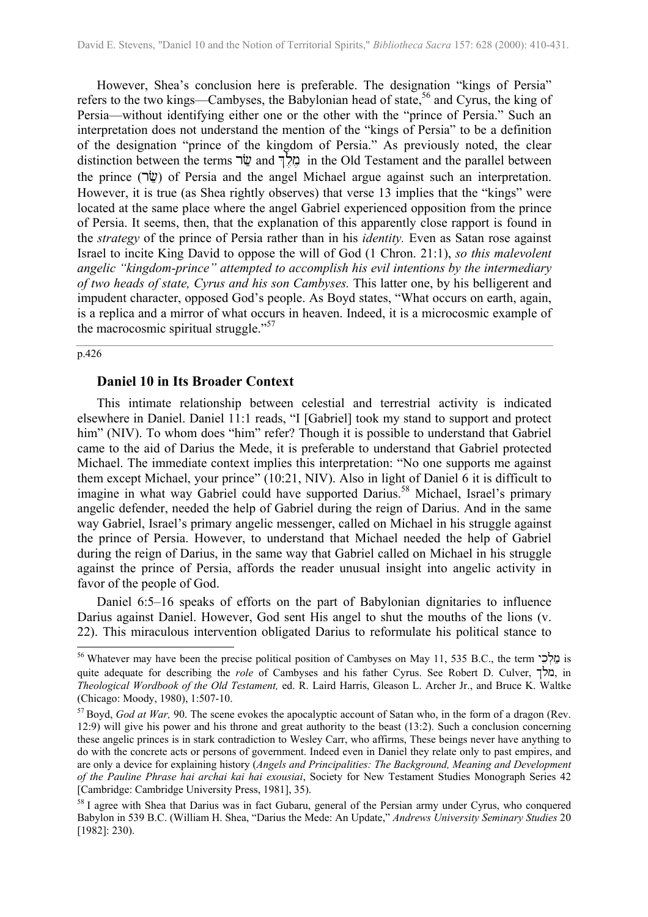However, Shea's conclusion here is preferable. The designation "kings of Persia" refers to the two kings—Cambyses, the Babylonian head of state,[56] and Cyrus, the king of Persia—without identifying either one or the other with the "prince of Persia." Such an interpretation does not understand the mention of the "kings of Persia" to be a definition of the designation "prince of the kingdom of Persia." As previously noted, the clear distinction between the terms שַׂר and מֶלֶךְ in the Old Testament and the parallel between the prince (שַׂר) of Persia and the angel Michael argue against such an interpretation. However, it is true (as Shea rightly observes) that verse 13 implies that the "kings" were located at the same place where the angel Gabriel experienced opposition from the prince of Persia. It seems, then, that the explanation of this apparently close rapport is found in the *strategy* of the prince of Persia rather than in his *identity.* Even as Satan rose against Israel to incite King David to oppose the will of God (1 Chron. 21:1), *so this malevolent angelic "kingdom-prince" attempted to accomplish his evil intentions by the intermediary of two heads of state, Cyrus and his son Cambyses.* This latter one, by his belligerent and impudent character, opposed God's people. As Boyd states, "What occurs on earth, again, is a replica and a mirror of what occurs in heaven. Indeed, it is a microcosmic example of the macrocosmic spiritual struggle."[57]

p.426

### Daniel 10 in Its Broader Context

This intimate relationship between celestial and terrestrial activity is indicated elsewhere in Daniel. Daniel 11:1 reads, "I [Gabriel] took my stand to support and protect him" (NIV). To whom does "him" refer? Though it is possible to understand that Gabriel came to the aid of Darius the Mede, it is preferable to understand that Gabriel protected Michael. The immediate context implies this interpretation: "No one supports me against them except Michael, your prince" (10:21, NIV). Also in light of Daniel 6 it is difficult to imagine in what way Gabriel could have supported Darius.[58] Michael, Israel's primary angelic defender, needed the help of Gabriel during the reign of Darius. And in the same way Gabriel, Israel's primary angelic messenger, called on Michael in his struggle against the prince of Persia. However, to understand that Michael needed the help of Gabriel during the reign of Darius, in the same way that Gabriel called on Michael in his struggle against the prince of Persia, affords the reader unusual insight into angelic activity in favor of the people of God.

Daniel 6:5–16 speaks of efforts on the part of Babylonian dignitaries to influence Darius against Daniel. However, God sent His angel to shut the mouths of the lions (v. 22). This miraculous intervention obligated Darius to reformulate his political stance to

---

[56] Whatever may have been the precise political position of Cambyses on May 11, 535 B.C., the term מַלְכֵי is quite adequate for describing the *role* of Cambyses and his father Cyrus. See Robert D. Culver, מלך, in *Theological Wordbook of the Old Testament,* ed. R. Laird Harris, Gleason L. Archer Jr., and Bruce K. Waltke (Chicago: Moody, 1980), 1:507-10.

[57] Boyd, *God at War,* 90. The scene evokes the apocalyptic account of Satan who, in the form of a dragon (Rev. 12:9) will give his power and his throne and great authority to the beast (13:2). Such a conclusion concerning these angelic princes is in stark contradiction to Wesley Carr, who affirms, These beings never have anything to do with the concrete acts or persons of government. Indeed even in Daniel they relate only to past empires, and are only a device for explaining history (*Angels and Principalities: The Background, Meaning and Development of the Pauline Phrase hai archai kai hai exousiai*, Society for New Testament Studies Monograph Series 42 [Cambridge: Cambridge University Press, 1981], 35).

[58] I agree with Shea that Darius was in fact Gubaru, general of the Persian army under Cyrus, who conquered Babylon in 539 B.C. (William H. Shea, "Darius the Mede: An Update," *Andrews University Seminary Studies* 20 [1982]: 230).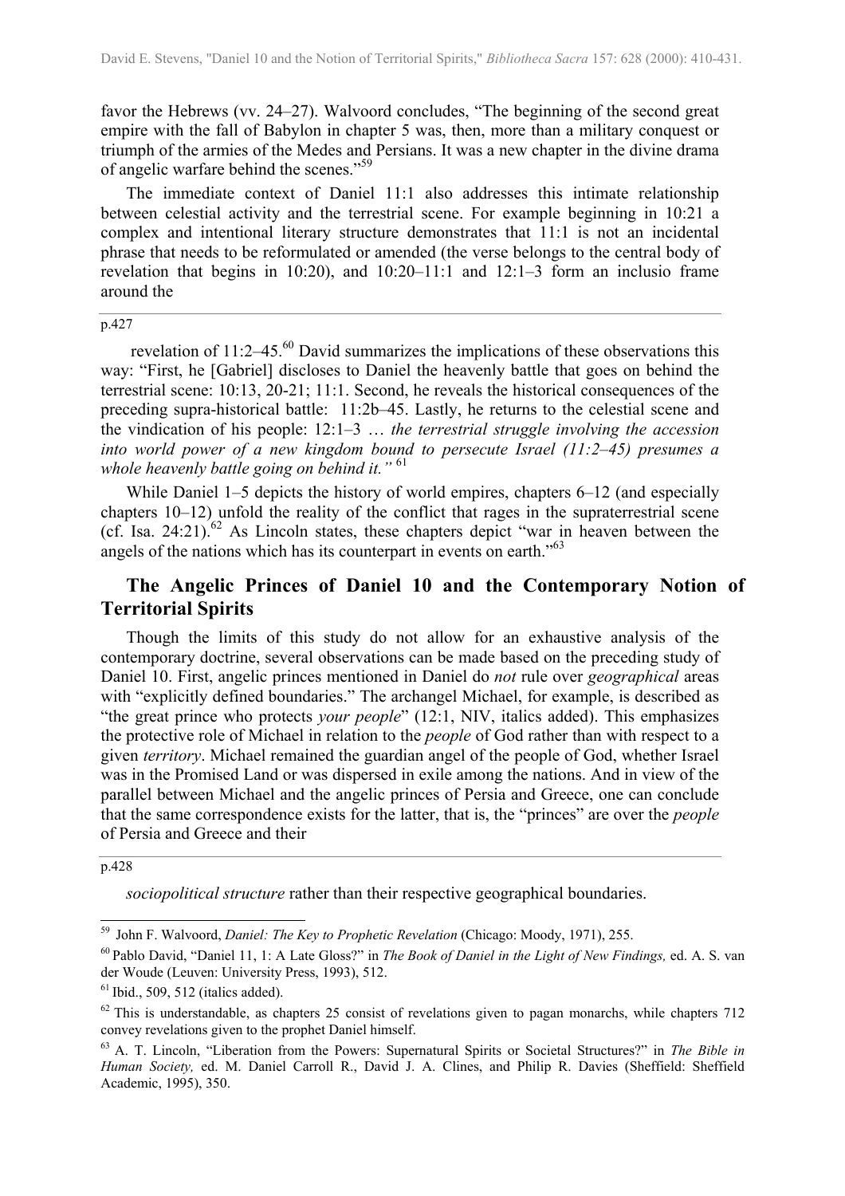favor the Hebrews (vv. 24–27). Walvoord concludes, "The beginning of the second great empire with the fall of Babylon in chapter 5 was, then, more than a military conquest or triumph of the armies of the Medes and Persians. It was a new chapter in the divine drama of angelic warfare behind the scenes."[59]

The immediate context of Daniel 11:1 also addresses this intimate relationship between celestial activity and the terrestrial scene. For example beginning in 10:21 a complex and intentional literary structure demonstrates that 11:1 is not an incidental phrase that needs to be reformulated or amended (the verse belongs to the central body of revelation that begins in 10:20), and 10:20–11:1 and 12:1–3 form an inclusio frame around the

p.427

revelation of 11:2–45.[60] David summarizes the implications of these observations this way: "First, he [Gabriel] discloses to Daniel the heavenly battle that goes on behind the terrestrial scene: 10:13, 20-21; 11:1. Second, he reveals the historical consequences of the preceding supra-historical battle: 11:2b–45. Lastly, he returns to the celestial scene and the vindication of his people: 12:1–3 … *the terrestrial struggle involving the accession into world power of a new kingdom bound to persecute Israel (11:2–45) presumes a whole heavenly battle going on behind it."* [61]

While Daniel 1–5 depicts the history of world empires, chapters 6–12 (and especially chapters 10–12) unfold the reality of the conflict that rages in the supraterrestrial scene (cf. Isa. 24:21).[62] As Lincoln states, these chapters depict "war in heaven between the angels of the nations which has its counterpart in events on earth."[63]

## The Angelic Princes of Daniel 10 and the Contemporary Notion of Territorial Spirits

Though the limits of this study do not allow for an exhaustive analysis of the contemporary doctrine, several observations can be made based on the preceding study of Daniel 10. First, angelic princes mentioned in Daniel do *not* rule over *geographical* areas with "explicitly defined boundaries." The archangel Michael, for example, is described as "the great prince who protects *your people*" (12:1, NIV, italics added). This emphasizes the protective role of Michael in relation to the *people* of God rather than with respect to a given *territory*. Michael remained the guardian angel of the people of God, whether Israel was in the Promised Land or was dispersed in exile among the nations. And in view of the parallel between Michael and the angelic princes of Persia and Greece, one can conclude that the same correspondence exists for the latter, that is, the "princes" are over the *people* of Persia and Greece and their

p.428

*sociopolitical structure* rather than their respective geographical boundaries.

---

[59] John F. Walvoord, *Daniel: The Key to Prophetic Revelation* (Chicago: Moody, 1971), 255.

[60] Pablo David, "Daniel 11, 1: A Late Gloss?" in *The Book of Daniel in the Light of New Findings,* ed. A. S. van der Woude (Leuven: University Press, 1993), 512.

[61] Ibid., 509, 512 (italics added).

[62] This is understandable, as chapters 25 consist of revelations given to pagan monarchs, while chapters 712 convey revelations given to the prophet Daniel himself.

[63] A. T. Lincoln, "Liberation from the Powers: Supernatural Spirits or Societal Structures?" in *The Bible in Human Society,* ed. M. Daniel Carroll R., David J. A. Clines, and Philip R. Davies (Sheffield: Sheffield Academic, 1995), 350.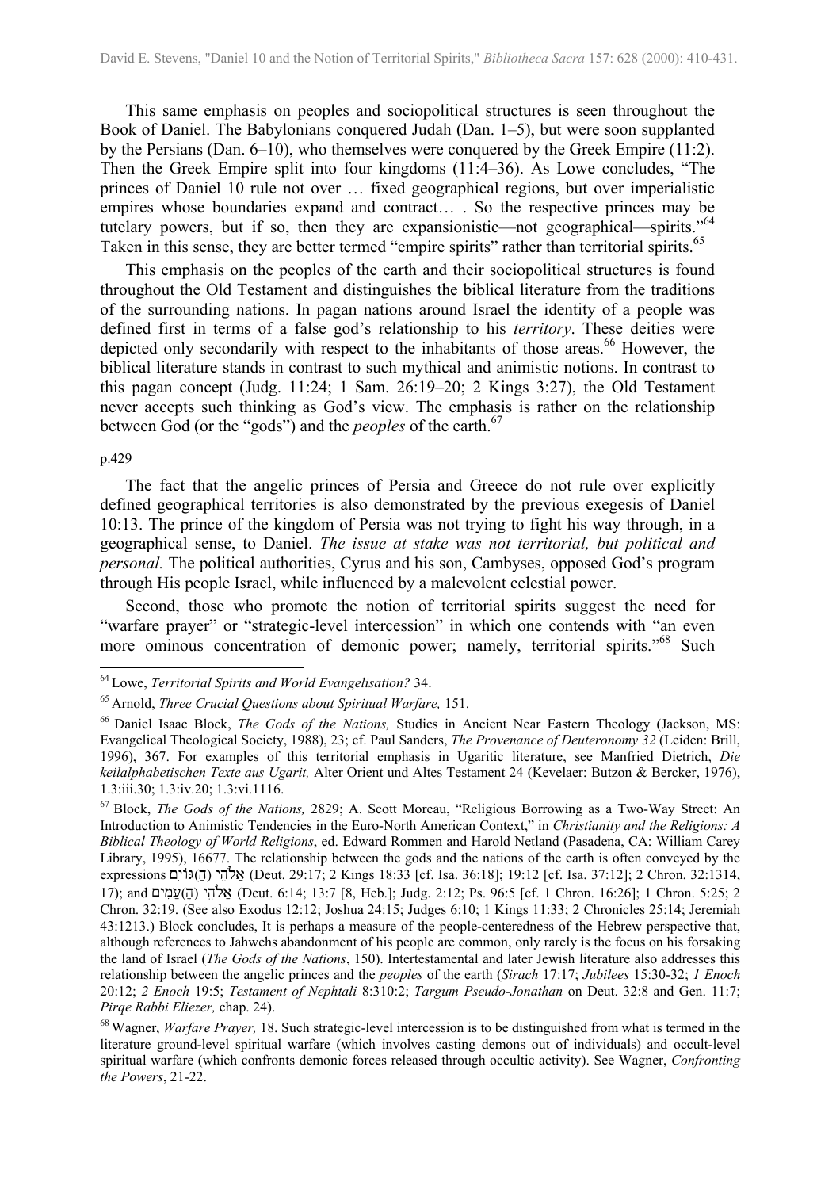This same emphasis on peoples and sociopolitical structures is seen throughout the Book of Daniel. The Babylonians conquered Judah (Dan. 1–5), but were soon supplanted by the Persians (Dan. 6–10), who themselves were conquered by the Greek Empire (11:2). Then the Greek Empire split into four kingdoms (11:4–36). As Lowe concludes, "The princes of Daniel 10 rule not over … fixed geographical regions, but over imperialistic empires whose boundaries expand and contract… . So the respective princes may be tutelary powers, but if so, then they are expansionistic—not geographical—spirits."[64] Taken in this sense, they are better termed "empire spirits" rather than territorial spirits.[65]

This emphasis on the peoples of the earth and their sociopolitical structures is found throughout the Old Testament and distinguishes the biblical literature from the traditions of the surrounding nations. In pagan nations around Israel the identity of a people was defined first in terms of a false god's relationship to his *territory*. These deities were depicted only secondarily with respect to the inhabitants of those areas.[66] However, the biblical literature stands in contrast to such mythical and animistic notions. In contrast to this pagan concept (Judg. 11:24; 1 Sam. 26:19–20; 2 Kings 3:27), the Old Testament never accepts such thinking as God's view. The emphasis is rather on the relationship between God (or the "gods") and the *peoples* of the earth.[67]

p.429

The fact that the angelic princes of Persia and Greece do not rule over explicitly defined geographical territories is also demonstrated by the previous exegesis of Daniel 10:13. The prince of the kingdom of Persia was not trying to fight his way through, in a geographical sense, to Daniel. *The issue at stake was not territorial, but political and personal.* The political authorities, Cyrus and his son, Cambyses, opposed God's program through His people Israel, while influenced by a malevolent celestial power.

Second, those who promote the notion of territorial spirits suggest the need for "warfare prayer" or "strategic-level intercession" in which one contends with "an even more ominous concentration of demonic power; namely, territorial spirits."[68] Such

---

[64] Lowe, *Territorial Spirits and World Evangelisation?* 34.

[65] Arnold, *Three Crucial Questions about Spiritual Warfare,* 151.

[66] Daniel Isaac Block, *The Gods of the Nations,* Studies in Ancient Near Eastern Theology (Jackson, MS: Evangelical Theological Society, 1988), 23; cf. Paul Sanders, *The Provenance of Deuteronomy 32* (Leiden: Brill, 1996), 367. For examples of this territorial emphasis in Ugaritic literature, see Manfried Dietrich, *Die keilalphabetischen Texte aus Ugarit,* Alter Orient und Altes Testament 24 (Kevelaer: Butzon & Bercker, 1976), 1.3:iii.30; 1.3:iv.20; 1.3:vi.1116.

[67] Block, *The Gods of the Nations,* 2829; A. Scott Moreau, "Religious Borrowing as a Two-Way Street: An Introduction to Animistic Tendencies in the Euro-North American Context," in *Christianity and the Religions: A Biblical Theology of World Religions*, ed. Edward Rommen and Harold Netland (Pasadena, CA: William Carey Library, 1995), 16677. The relationship between the gods and the nations of the earth is often conveyed by the expressions אֱלֹהֵי (הַ)גּוֹיִם (Deut. 29:17; 2 Kings 18:33 [cf. Isa. 36:18]; 19:12 [cf. Isa. 37:12]; 2 Chron. 32:1314, 17); and אֱלֹהֵי (הָ)עַמִּים (Deut. 6:14; 13:7 [8, Heb.]; Judg. 2:12; Ps. 96:5 [cf. 1 Chron. 16:26]; 1 Chron. 5:25; 2 Chron. 32:19. (See also Exodus 12:12; Joshua 24:15; Judges 6:10; 1 Kings 11:33; 2 Chronicles 25:14; Jeremiah 43:1213.) Block concludes, It is perhaps a measure of the people-centeredness of the Hebrew perspective that, although references to Jahwehs abandonment of his people are common, only rarely is the focus on his forsaking the land of Israel (*The Gods of the Nations*, 150). Intertestamental and later Jewish literature also addresses this relationship between the angelic princes and the *peoples* of the earth (*Sirach* 17:17; *Jubilees* 15:30-32; *1 Enoch* 20:12; *2 Enoch* 19:5; *Testament of Nephtali* 8:310:2; *Targum Pseudo-Jonathan* on Deut. 32:8 and Gen. 11:7; *Pirqe Rabbi Eliezer,* chap. 24).

[68] Wagner, *Warfare Prayer,* 18. Such strategic-level intercession is to be distinguished from what is termed in the literature ground-level spiritual warfare (which involves casting demons out of individuals) and occult-level spiritual warfare (which confronts demonic forces released through occultic activity). See Wagner, *Confronting the Powers*, 21-22.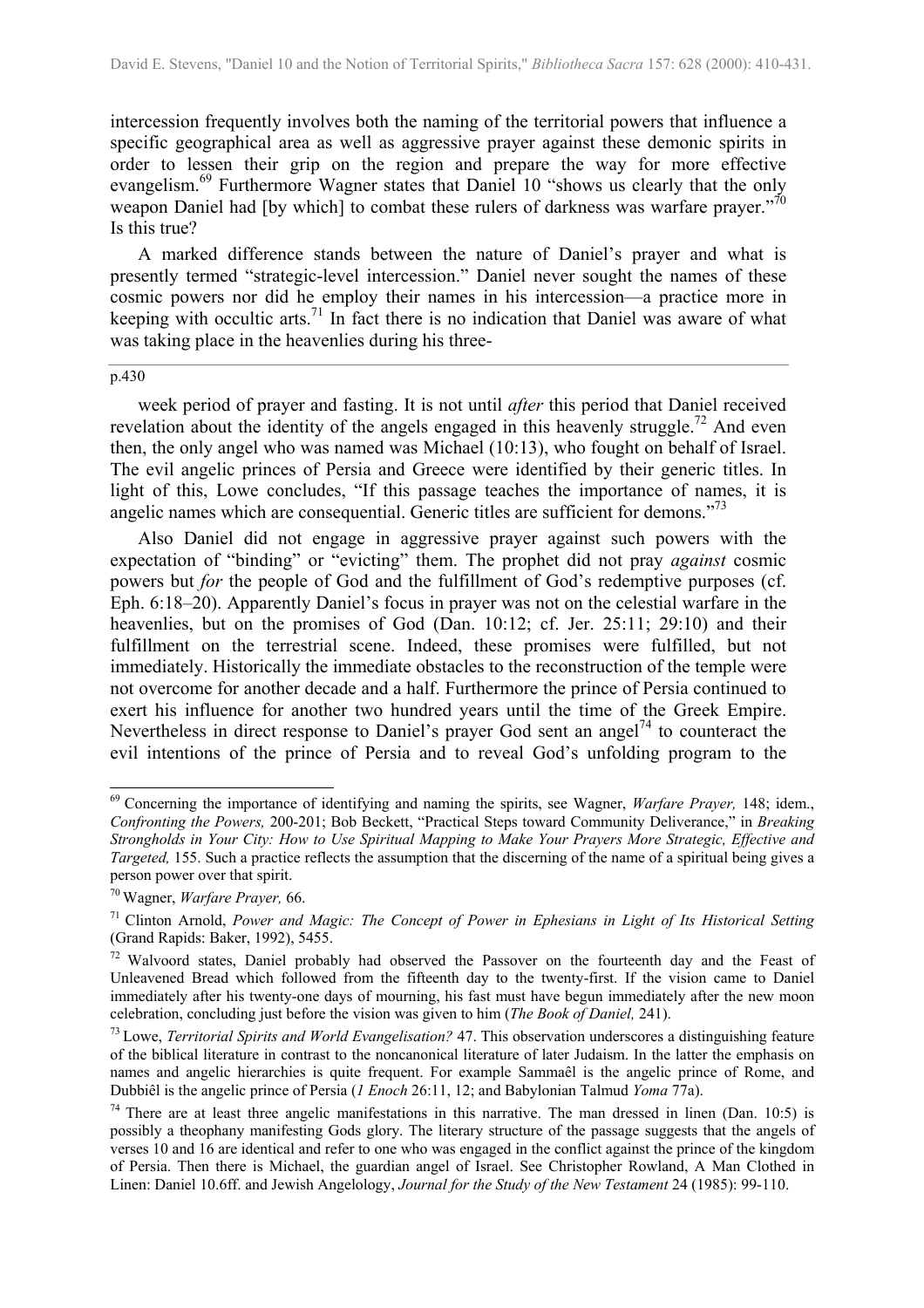intercession frequently involves both the naming of the territorial powers that influence a specific geographical area as well as aggressive prayer against these demonic spirits in order to lessen their grip on the region and prepare the way for more effective evangelism.[69] Furthermore Wagner states that Daniel 10 "shows us clearly that the only weapon Daniel had [by which] to combat these rulers of darkness was warfare prayer."[70] Is this true?

A marked difference stands between the nature of Daniel's prayer and what is presently termed "strategic-level intercession." Daniel never sought the names of these cosmic powers nor did he employ their names in his intercession—a practice more in keeping with occultic arts.[71] In fact there is no indication that Daniel was aware of what was taking place in the heavenlies during his three-

p.430

week period of prayer and fasting. It is not until *after* this period that Daniel received revelation about the identity of the angels engaged in this heavenly struggle.[72] And even then, the only angel who was named was Michael (10:13), who fought on behalf of Israel. The evil angelic princes of Persia and Greece were identified by their generic titles. In light of this, Lowe concludes, "If this passage teaches the importance of names, it is angelic names which are consequential. Generic titles are sufficient for demons."[73]

Also Daniel did not engage in aggressive prayer against such powers with the expectation of "binding" or "evicting" them. The prophet did not pray *against* cosmic powers but *for* the people of God and the fulfillment of God's redemptive purposes (cf. Eph. 6:18–20). Apparently Daniel's focus in prayer was not on the celestial warfare in the heavenlies, but on the promises of God (Dan. 10:12; cf. Jer. 25:11; 29:10) and their fulfillment on the terrestrial scene. Indeed, these promises were fulfilled, but not immediately. Historically the immediate obstacles to the reconstruction of the temple were not overcome for another decade and a half. Furthermore the prince of Persia continued to exert his influence for another two hundred years until the time of the Greek Empire. Nevertheless in direct response to Daniel's prayer God sent an angel[74] to counteract the evil intentions of the prince of Persia and to reveal God's unfolding program to the

---

[69] Concerning the importance of identifying and naming the spirits, see Wagner, *Warfare Prayer,* 148; idem., *Confronting the Powers,* 200-201; Bob Beckett, "Practical Steps toward Community Deliverance," in *Breaking Strongholds in Your City: How to Use Spiritual Mapping to Make Your Prayers More Strategic, Effective and Targeted,* 155. Such a practice reflects the assumption that the discerning of the name of a spiritual being gives a person power over that spirit.

[70] Wagner, *Warfare Prayer,* 66.

[71] Clinton Arnold, *Power and Magic: The Concept of Power in Ephesians in Light of Its Historical Setting* (Grand Rapids: Baker, 1992), 5455.

[72] Walvoord states, Daniel probably had observed the Passover on the fourteenth day and the Feast of Unleavened Bread which followed from the fifteenth day to the twenty-first. If the vision came to Daniel immediately after his twenty-one days of mourning, his fast must have begun immediately after the new moon celebration, concluding just before the vision was given to him (*The Book of Daniel,* 241).

[73] Lowe, *Territorial Spirits and World Evangelisation?* 47. This observation underscores a distinguishing feature of the biblical literature in contrast to the noncanonical literature of later Judaism. In the latter the emphasis on names and angelic hierarchies is quite frequent. For example Sammaêl is the angelic prince of Rome, and Dubbiêl is the angelic prince of Persia (*1 Enoch* 26:11, 12; and Babylonian Talmud *Yoma* 77a).

[74] There are at least three angelic manifestations in this narrative. The man dressed in linen (Dan. 10:5) is possibly a theophany manifesting Gods glory. The literary structure of the passage suggests that the angels of verses 10 and 16 are identical and refer to one who was engaged in the conflict against the prince of the kingdom of Persia. Then there is Michael, the guardian angel of Israel. See Christopher Rowland, A Man Clothed in Linen: Daniel 10.6ff. and Jewish Angelology, *Journal for the Study of the New Testament* 24 (1985): 99-110.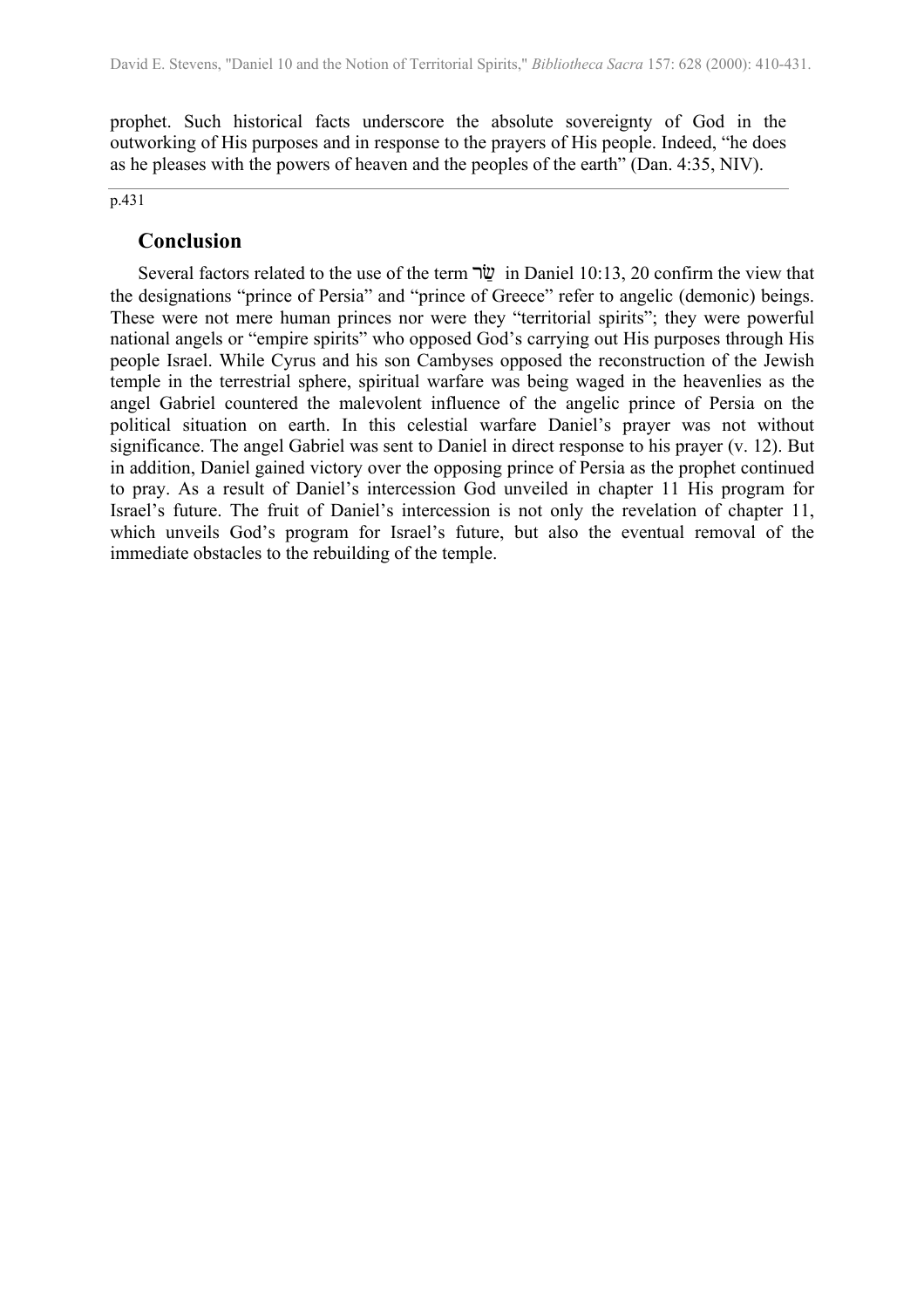prophet. Such historical facts underscore the absolute sovereignty of God in the outworking of His purposes and in response to the prayers of His people. Indeed, "he does as he pleases with the powers of heaven and the peoples of the earth" (Dan. 4:35, NIV).

## Conclusion

Several factors related to the use of the term שַׂר in Daniel 10:13, 20 confirm the view that the designations "prince of Persia" and "prince of Greece" refer to angelic (demonic) beings. These were not mere human princes nor were they "territorial spirits"; they were powerful national angels or "empire spirits" who opposed God's carrying out His purposes through His people Israel. While Cyrus and his son Cambyses opposed the reconstruction of the Jewish temple in the terrestrial sphere, spiritual warfare was being waged in the heavenlies as the angel Gabriel countered the malevolent influence of the angelic prince of Persia on the political situation on earth. In this celestial warfare Daniel's prayer was not without significance. The angel Gabriel was sent to Daniel in direct response to his prayer (v. 12). But in addition, Daniel gained victory over the opposing prince of Persia as the prophet continued to pray. As a result of Daniel's intercession God unveiled in chapter 11 His program for Israel's future. The fruit of Daniel's intercession is not only the revelation of chapter 11, which unveils God's program for Israel's future, but also the eventual removal of the immediate obstacles to the rebuilding of the temple.